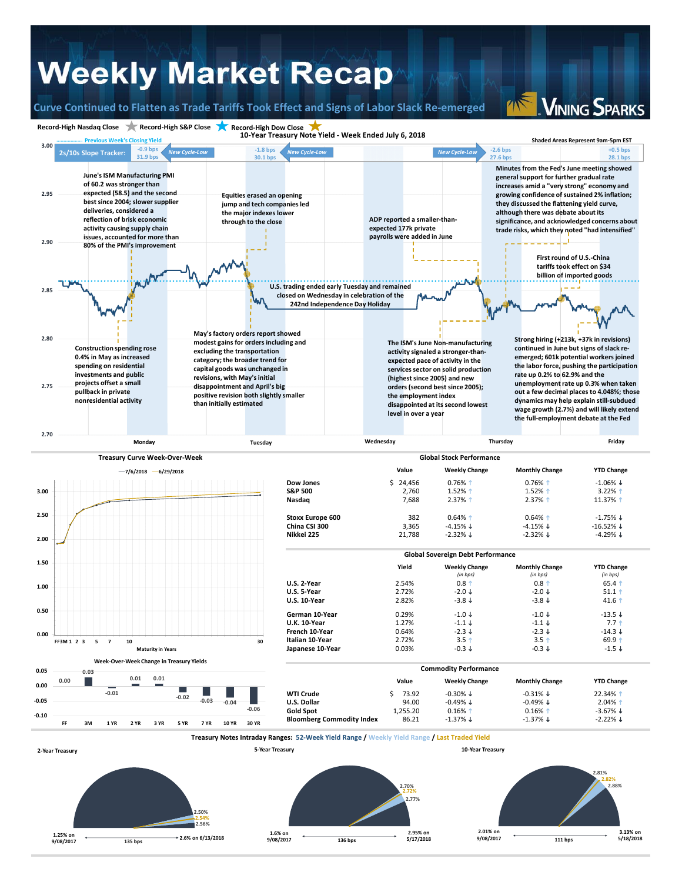# Weekly Market Recap

## Curve Continued to Flatten as Trade Tariffs Took Effect and Signs of Labor Slack Re-emerged

VINING SPARKS

Record-High Nasdaq Close ★ Record-High S&P Close ★ Record-High Dow Close ★

### 10-Year Treasury Note Yield - Week Ended July 6, 2018

Previous Week's Closing Yield

Shaded Areas Represent 9am-5pm EST

2s/10s Slope Tracker:

| | Monday | Tuesday | Wednesday | Thursday | Friday |
|---|---|---|---|---|---|
| Change | -0.9 bps | -1.8 bps | | -2.6 bps | +0.5 bps |
| Slope | 31.9 bps | 30.1 bps | | 27.6 bps | 28.1 bps |
| Note | New Cycle-Low | New Cycle-Low | | New Cycle-Low | |

June's ISM Manufacturing PMI of 60.2 was stronger than expected (58.5) and the second best since 2004; slower supplier deliveries, considered a reflection of brisk economic activity causing supply chain issues, accounted for more than 80% of the PMI's improvement

Construction spending rose 0.4% in May as increased spending on residential investments and public projects offset a small pullback in private nonresidential activity

Equities erased an opening jump and tech companies led the major indexes lower through to the close

May's factory orders report showed modest gains for orders including and excluding the transportation category; the broader trend for capital goods was unchanged in revisions, with May's initial disappointment and April's big positive revision both slightly smaller than initially estimated

U.S. trading ended early Tuesday and remained closed on Wednesday in celebration of the 242nd Independence Day Holiday

ADP reported a smaller-than-expected 177k private payrolls were added in June

The ISM's June Non-manufacturing activity signaled a stronger-than-expected pace of activity in the services sector on solid production (highest since 2005) and new orders (second best since 2005); the employment index disappointed at its second lowest level in over a year

Minutes from the Fed's June meeting showed general support for further gradual rate increases amid a "very strong" economy and growing confidence of sustained 2% inflation; they discussed the flattening yield curve, although there was debate about its significance, and acknowledged concerns about trade risks, which they noted "had intensified"

First round of U.S.-China tariffs took effect on $34 billion of imported goods

Strong hiring (+213k, +37k in revisions) continued in June but signs of slack re-emerged; 601k potential workers joined the labor force, pushing the participation rate up 0.2% to 62.9% and the unemployment rate up 0.3% when taken out a few decimal places to 4.048%; those dynamics may help explain still-subdued wage growth (2.7%) and will likely extend the full-employment debate at the Fed

### Treasury Curve Week-Over-Week

—7/6/2018 —6/29/2018

### Week-Over-Week Change in Treasury Yields

| FF | 3M | 1 YR | 2 YR | 3 YR | 5 YR | 7 YR | 10 YR | 30 YR |
|---|---|---|---|---|---|---|---|---|
| 0.00 | 0.03 | -0.01 | 0.01 | 0.01 | -0.02 | -0.03 | -0.04 | -0.06 |

### Global Stock Performance

| | Value | Weekly Change | Monthly Change | YTD Change |
|---|---|---|---|---|
| Dow Jones | $ 24,456 | 0.76% ↑ | 0.76% ↑ | -1.06% ↓ |
| S&P 500 | 2,760 | 1.52% ↑ | 1.52% ↑ | 3.22% ↑ |
| Nasdaq | 7,688 | 2.37% ↑ | 2.37% ↑ | 11.37% ↑ |
| Stoxx Europe 600 | 382 | 0.64% ↑ | 0.64% ↑ | -1.75% ↓ |
| China CSI 300 | 3,365 | -4.15% ↓ | -4.15% ↓ | -16.52% ↓ |
| Nikkei 225 | 21,788 | -2.32% ↓ | -2.32% ↓ | -4.29% ↓ |

### Global Sovereign Debt Performance

| | Yield | Weekly Change (in bps) | Monthly Change (in bps) | YTD Change (in bps) |
|---|---|---|---|---|
| U.S. 2-Year | 2.54% | 0.8 ↑ | 0.8 ↑ | 65.4 ↑ |
| U.S. 5-Year | 2.72% | -2.0 ↓ | -2.0 ↓ | 51.1 ↑ |
| U.S. 10-Year | 2.82% | -3.8 ↓ | -3.8 ↓ | 41.6 ↑ |
| German 10-Year | 0.29% | -1.0 ↓ | -1.0 ↓ | -13.5 ↓ |
| U.K. 10-Year | 1.27% | -1.1 ↓ | -1.1 ↓ | 7.7 ↑ |
| French 10-Year | 0.64% | -2.3 ↓ | -2.3 ↓ | -14.3 ↓ |
| Italian 10-Year | 2.72% | 3.5 ↑ | 3.5 ↑ | 69.9 ↑ |
| Japanese 10-Year | 0.03% | -0.3 ↓ | -0.3 ↓ | -1.5 ↓ |

### Commodity Performance

| | Value | Weekly Change | Monthly Change | YTD Change |
|---|---|---|---|---|
| WTI Crude | $ 73.92 | -0.30% ↓ | -0.31% ↓ | 22.34% ↑ |
| U.S. Dollar | 94.00 | -0.49% ↓ | -0.49% ↓ | 2.04% ↑ |
| Gold Spot | 1,255.20 | 0.16% ↑ | 0.16% ↑ | -3.67% ↓ |
| Bloomberg Commodity Index | 86.21 | -1.37% ↓ | -1.37% ↓ | -2.22% ↓ |

### Treasury Notes Intraday Ranges: 52-Week Yield Range / Weekly Yield Range / Last Traded Yield

| | 52-Week Low | 52-Week High | 52-Week Range | Weekly Range | Last Traded |
|---|---|---|---|---|---|
| 2-Year Treasury | 1.25% on 9/08/2017 | 2.6% on 6/13/2018 | 135 bps | 2.50% – 2.56% | 2.54% |
| 5-Year Treasury | 1.6% on 9/08/2017 | 2.95% on 5/17/2018 | 136 bps | 2.70% – 2.77% | 2.72% |
| 10-Year Treasury | 2.01% on 9/08/2017 | 3.13% on 5/18/2018 | 111 bps | 2.81% – 2.88% | 2.82% |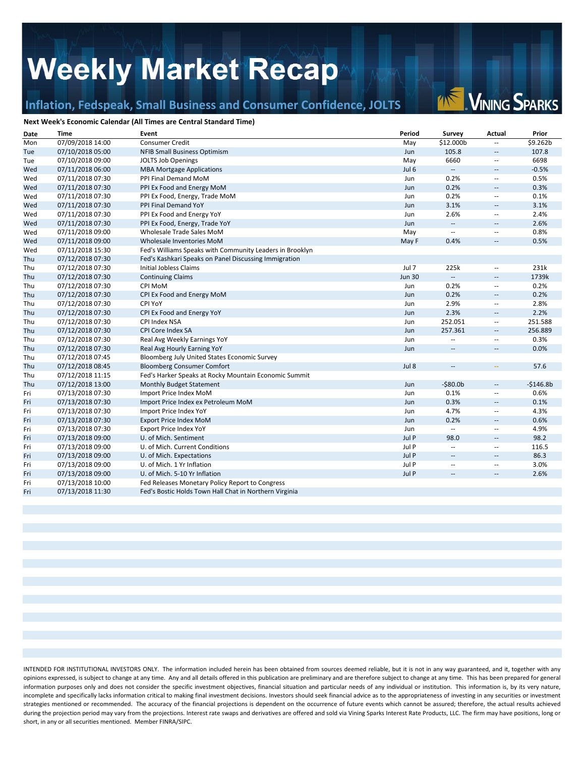# Weekly Market Recap

## Inflation, Fedspeak, Small Business and Consumer Confidence, JOLTS

VINING SPARKS

**Next Week's Economic Calendar (All Times are Central Standard Time)**

| Date | Time | Event | Period | Survey | Actual | Prior |
|---|---|---|---|---|---|---|
| Mon | 07/09/2018 14:00 | Consumer Credit | May | $12.000b | -- | $9.262b |
| Tue | 07/10/2018 05:00 | NFIB Small Business Optimism | Jun | 105.8 | -- | 107.8 |
| Tue | 07/10/2018 09:00 | JOLTS Job Openings | May | 6660 | -- | 6698 |
| Wed | 07/11/2018 06:00 | MBA Mortgage Applications | Jul 6 | -- | -- | -0.5% |
| Wed | 07/11/2018 07:30 | PPI Final Demand MoM | Jun | 0.2% | -- | 0.5% |
| Wed | 07/11/2018 07:30 | PPI Ex Food and Energy MoM | Jun | 0.2% | -- | 0.3% |
| Wed | 07/11/2018 07:30 | PPI Ex Food, Energy, Trade MoM | Jun | 0.2% | -- | 0.1% |
| Wed | 07/11/2018 07:30 | PPI Final Demand YoY | Jun | 3.1% | -- | 3.1% |
| Wed | 07/11/2018 07:30 | PPI Ex Food and Energy YoY | Jun | 2.6% | -- | 2.4% |
| Wed | 07/11/2018 07:30 | PPI Ex Food, Energy, Trade YoY | Jun | -- | -- | 2.6% |
| Wed | 07/11/2018 09:00 | Wholesale Trade Sales MoM | May | -- | -- | 0.8% |
| Wed | 07/11/2018 09:00 | Wholesale Inventories MoM | May F | 0.4% | -- | 0.5% |
| Wed | 07/11/2018 15:30 | Fed's Williams Speaks with Community Leaders in Brooklyn | | | | |
| Thu | 07/12/2018 07:30 | Fed's Kashkari Speaks on Panel Discussing Immigration | | | | |
| Thu | 07/12/2018 07:30 | Initial Jobless Claims | Jul 7 | 225k | -- | 231k |
| Thu | 07/12/2018 07:30 | Continuing Claims | Jun 30 | -- | -- | 1739k |
| Thu | 07/12/2018 07:30 | CPI MoM | Jun | 0.2% | -- | 0.2% |
| Thu | 07/12/2018 07:30 | CPI Ex Food and Energy MoM | Jun | 0.2% | -- | 0.2% |
| Thu | 07/12/2018 07:30 | CPI YoY | Jun | 2.9% | -- | 2.8% |
| Thu | 07/12/2018 07:30 | CPI Ex Food and Energy YoY | Jun | 2.3% | -- | 2.2% |
| Thu | 07/12/2018 07:30 | CPI Index NSA | Jun | 252.051 | -- | 251.588 |
| Thu | 07/12/2018 07:30 | CPI Core Index SA | Jun | 257.361 | -- | 256.889 |
| Thu | 07/12/2018 07:30 | Real Avg Weekly Earnings YoY | Jun | -- | -- | 0.3% |
| Thu | 07/12/2018 07:30 | Real Avg Hourly Earning YoY | Jun | -- | -- | 0.0% |
| Thu | 07/12/2018 07:45 | Bloomberg July United States Economic Survey | | | | |
| Thu | 07/12/2018 08:45 | Bloomberg Consumer Comfort | Jul 8 | -- | -- | 57.6 |
| Thu | 07/12/2018 11:15 | Fed's Harker Speaks at Rocky Mountain Economic Summit | | | | |
| Thu | 07/12/2018 13:00 | Monthly Budget Statement | Jun | -$80.0b | -- | -$146.8b |
| Fri | 07/13/2018 07:30 | Import Price Index MoM | Jun | 0.1% | -- | 0.6% |
| Fri | 07/13/2018 07:30 | Import Price Index ex Petroleum MoM | Jun | 0.3% | -- | 0.1% |
| Fri | 07/13/2018 07:30 | Import Price Index YoY | Jun | 4.7% | -- | 4.3% |
| Fri | 07/13/2018 07:30 | Export Price Index MoM | Jun | 0.2% | -- | 0.6% |
| Fri | 07/13/2018 07:30 | Export Price Index YoY | Jun | -- | -- | 4.9% |
| Fri | 07/13/2018 09:00 | U. of Mich. Sentiment | Jul P | 98.0 | -- | 98.2 |
| Fri | 07/13/2018 09:00 | U. of Mich. Current Conditions | Jul P | -- | -- | 116.5 |
| Fri | 07/13/2018 09:00 | U. of Mich. Expectations | Jul P | -- | -- | 86.3 |
| Fri | 07/13/2018 09:00 | U. of Mich. 1 Yr Inflation | Jul P | -- | -- | 3.0% |
| Fri | 07/13/2018 09:00 | U. of Mich. 5-10 Yr Inflation | Jul P | -- | -- | 2.6% |
| Fri | 07/13/2018 10:00 | Fed Releases Monetary Policy Report to Congress | | | | |
| Fri | 07/13/2018 11:30 | Fed's Bostic Holds Town Hall Chat in Northern Virginia | | | | |

INTENDED FOR INSTITUTIONAL INVESTORS ONLY. The information included herein has been obtained from sources deemed reliable, but it is not in any way guaranteed, and it, together with any opinions expressed, is subject to change at any time. Any and all details offered in this publication are preliminary and are therefore subject to change at any time. This has been prepared for general information purposes only and does not consider the specific investment objectives, financial situation and particular needs of any individual or institution. This information is, by its very nature, incomplete and specifically lacks information critical to making final investment decisions. Investors should seek financial advice as to the appropriateness of investing in any securities or investment strategies mentioned or recommended. The accuracy of the financial projections is dependent on the occurrence of future events which cannot be assured; therefore, the actual results achieved during the projection period may vary from the projections. Interest rate swaps and derivatives are offered and sold via Vining Sparks Interest Rate Products, LLC. The firm may have positions, long or short, in any or all securities mentioned. Member FINRA/SIPC.